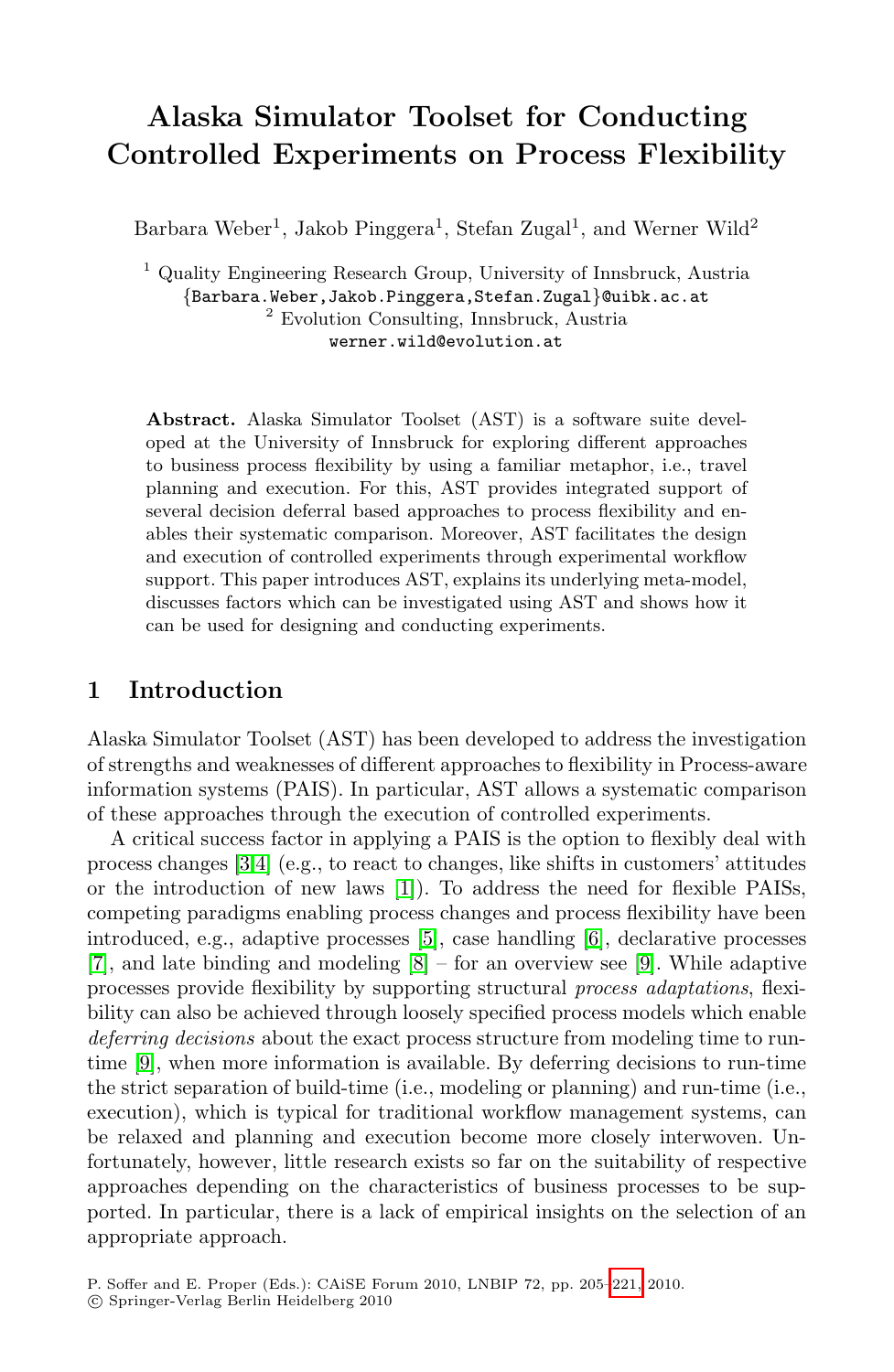# Alaska Simulator Toolset for Conducting Controlled Experiments on Process Flexibility

Barbara Weber[1], Jakob Pinggera[1], Stefan Zugal[1], and Werner Wild[2]

[1] Quality Engineering Research Group, University of Innsbruck, Austria
{Barbara.Weber,Jakob.Pinggera,Stefan.Zugal}@uibk.ac.at
[2] Evolution Consulting, Innsbruck, Austria
werner.wild@evolution.at

**Abstract.** Alaska Simulator Toolset (AST) is a software suite developed at the University of Innsbruck for exploring different approaches to business process flexibility by using a familiar metaphor, i.e., travel planning and execution. For this, AST provides integrated support of several decision deferral based approaches to process flexibility and enables their systematic comparison. Moreover, AST facilitates the design and execution of controlled experiments through experimental workflow support. This paper introduces AST, explains its underlying meta-model, discusses factors which can be investigated using AST and shows how it can be used for designing and conducting experiments.

## 1 Introduction

Alaska Simulator Toolset (AST) has been developed to address the investigation of strengths and weaknesses of different approaches to flexibility in Process-aware information systems (PAIS). In particular, AST allows a systematic comparison of these approaches through the execution of controlled experiments.

A critical success factor in applying a PAIS is the option to flexibly deal with process changes [3,4] (e.g., to react to changes, like shifts in customers' attitudes or the introduction of new laws [1]). To address the need for flexible PAISs, competing paradigms enabling process changes and process flexibility have been introduced, e.g., adaptive processes [5], case handling [6], declarative processes [7], and late binding and modeling [8] – for an overview see [9]. While adaptive processes provide flexibility by supporting structural *process adaptations*, flexibility can also be achieved through loosely specified process models which enable *deferring decisions* about the exact process structure from modeling time to run-time [9], when more information is available. By deferring decisions to run-time the strict separation of build-time (i.e., modeling or planning) and run-time (i.e., execution), which is typical for traditional workflow management systems, can be relaxed and planning and execution become more closely interwoven. Unfortunately, however, little research exists so far on the suitability of respective approaches depending on the characteristics of business processes to be supported. In particular, there is a lack of empirical insights on the selection of an appropriate approach.

P. Soffer and E. Proper (Eds.): CAiSE Forum 2010, LNBIP 72, pp. 205–221, 2010.
© Springer-Verlag Berlin Heidelberg 2010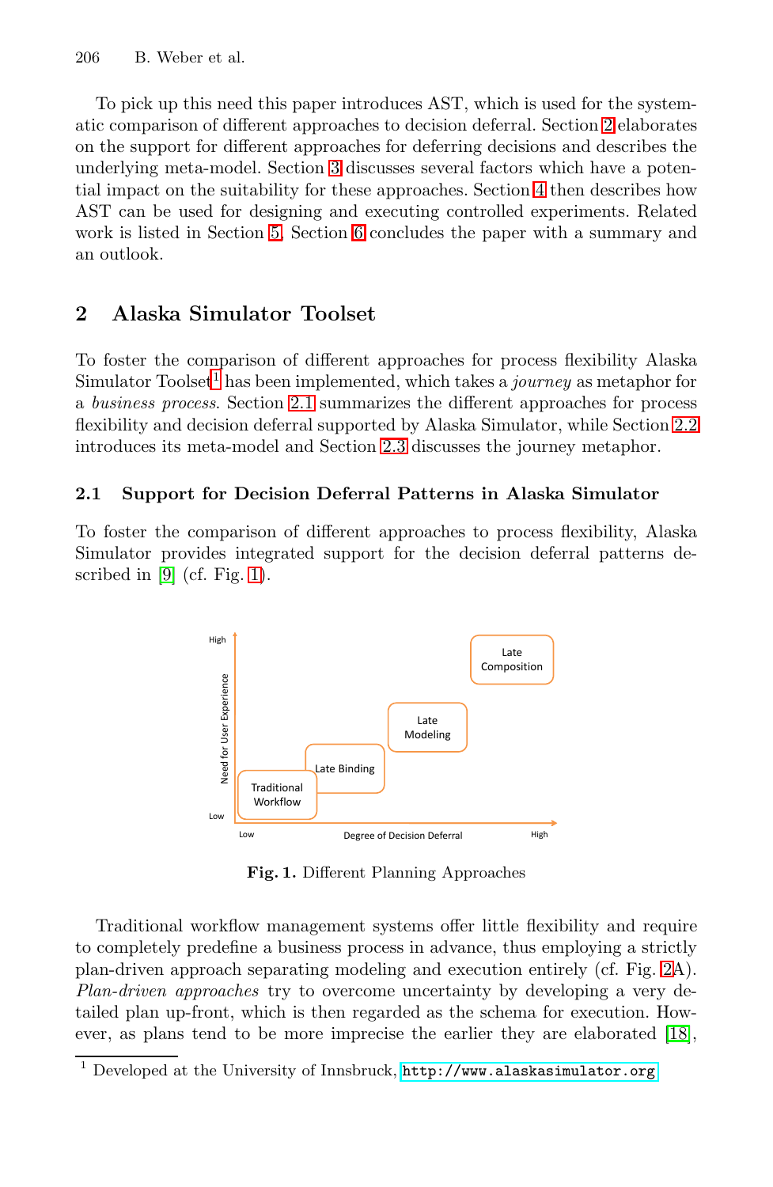To pick up this need this paper introduces AST, which is used for the systematic comparison of different approaches to decision deferral. Section 2 elaborates on the support for different approaches for deferring decisions and describes the underlying meta-model. Section 3 discusses several factors which have a potential impact on the suitability for these approaches. Section 4 then describes how AST can be used for designing and executing controlled experiments. Related work is listed in Section 5. Section 6 concludes the paper with a summary and an outlook.

## 2 Alaska Simulator Toolset

To foster the comparison of different approaches for process flexibility Alaska Simulator Toolset[1] has been implemented, which takes a *journey* as metaphor for a *business process*. Section 2.1 summarizes the different approaches for process flexibility and decision deferral supported by Alaska Simulator, while Section 2.2 introduces its meta-model and Section 2.3 discusses the journey metaphor.

### 2.1 Support for Decision Deferral Patterns in Alaska Simulator

To foster the comparison of different approaches to process flexibility, Alaska Simulator provides integrated support for the decision deferral patterns described in [9] (cf. Fig. 1).

**Fig. 1.** Different Planning Approaches

Traditional workflow management systems offer little flexibility and require to completely predefine a business process in advance, thus employing a strictly plan-driven approach separating modeling and execution entirely (cf. Fig. 2A). *Plan-driven approaches* try to overcome uncertainty by developing a very detailed plan up-front, which is then regarded as the schema for execution. However, as plans tend to be more imprecise the earlier they are elaborated [18],

[1] Developed at the University of Innsbruck, http://www.alaskasimulator.org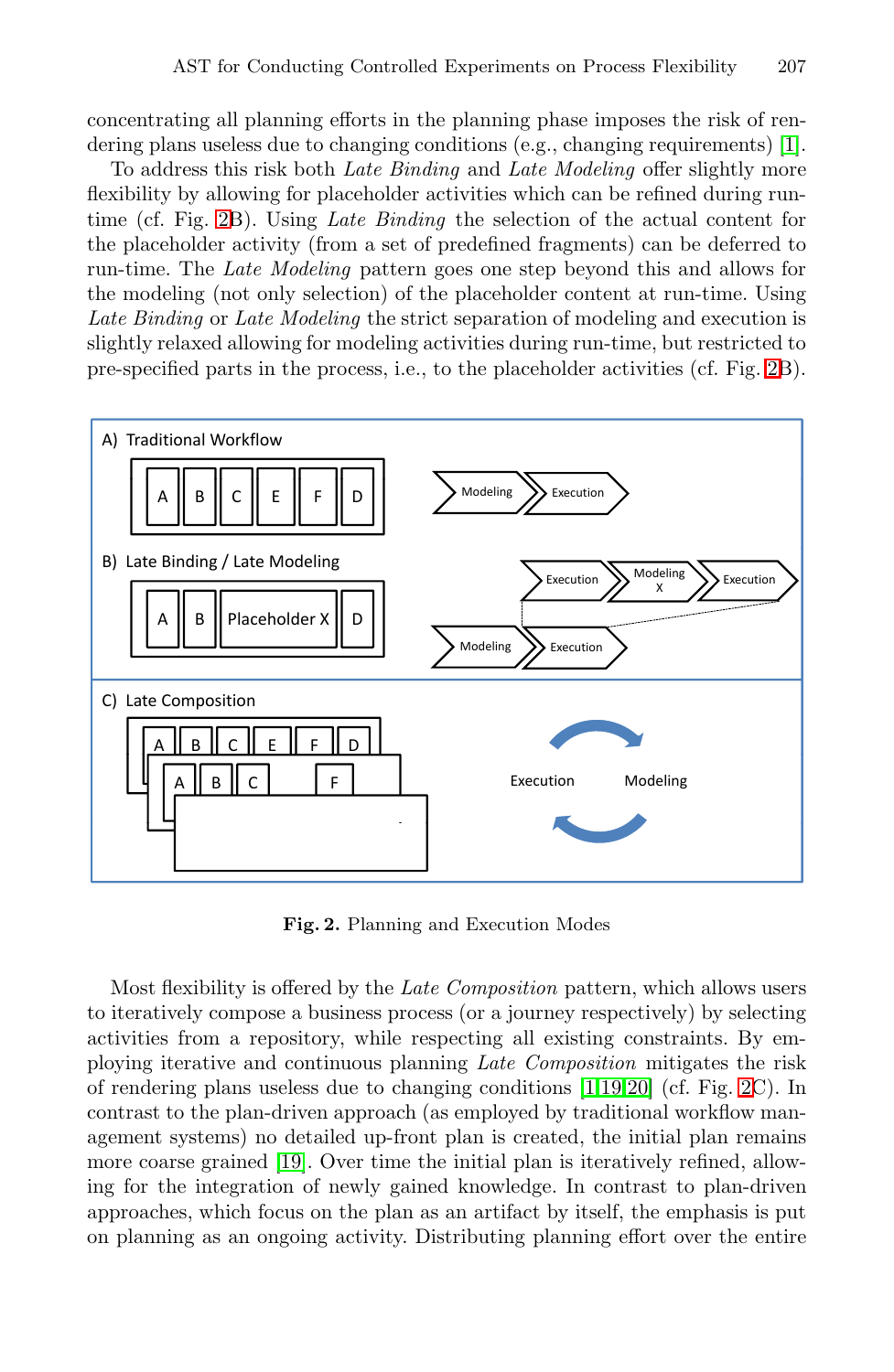concentrating all planning efforts in the planning phase imposes the risk of rendering plans useless due to changing conditions (e.g., changing requirements) [1].

To address this risk both *Late Binding* and *Late Modeling* offer slightly more flexibility by allowing for placeholder activities which can be refined during runtime (cf. Fig. 2B). Using *Late Binding* the selection of the actual content for the placeholder activity (from a set of predefined fragments) can be deferred to run-time. The *Late Modeling* pattern goes one step beyond this and allows for the modeling (not only selection) of the placeholder content at run-time. Using *Late Binding* or *Late Modeling* the strict separation of modeling and execution is slightly relaxed allowing for modeling activities during run-time, but restricted to pre-specified parts in the process, i.e., to the placeholder activities (cf. Fig. 2B).

**Fig. 2.** Planning and Execution Modes

Most flexibility is offered by the *Late Composition* pattern, which allows users to iteratively compose a business process (or a journey respectively) by selecting activities from a repository, while respecting all existing constraints. By employing iterative and continuous planning *Late Composition* mitigates the risk of rendering plans useless due to changing conditions [1,19,20] (cf. Fig. 2C). In contrast to the plan-driven approach (as employed by traditional workflow management systems) no detailed up-front plan is created, the initial plan remains more coarse grained [19]. Over time the initial plan is iteratively refined, allowing for the integration of newly gained knowledge. In contrast to plan-driven approaches, which focus on the plan as an artifact by itself, the emphasis is put on planning as an ongoing activity. Distributing planning effort over the entire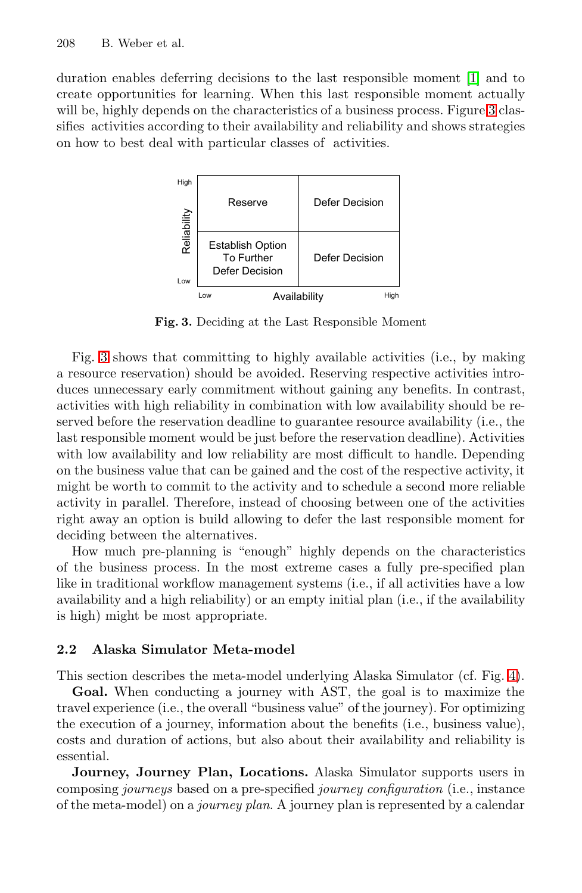duration enables deferring decisions to the last responsible moment [1] and to create opportunities for learning. When this last responsible moment actually will be, highly depends on the characteristics of a business process. Figure 3 classifies activities according to their availability and reliability and shows strategies on how to best deal with particular classes of activities.

| Reliability \ Availability | Low | High |
|---|---|---|
| High | Reserve | Defer Decision |
| Low | Establish Option To Further Defer Decision | Defer Decision |

**Fig. 3.** Deciding at the Last Responsible Moment

Fig. 3 shows that committing to highly available activities (i.e., by making a resource reservation) should be avoided. Reserving respective activities introduces unnecessary early commitment without gaining any benefits. In contrast, activities with high reliability in combination with low availability should be reserved before the reservation deadline to guarantee resource availability (i.e., the last responsible moment would be just before the reservation deadline). Activities with low availability and low reliability are most difficult to handle. Depending on the business value that can be gained and the cost of the respective activity, it might be worth to commit to the activity and to schedule a second more reliable activity in parallel. Therefore, instead of choosing between one of the activities right away an option is build allowing to defer the last responsible moment for deciding between the alternatives.

How much pre-planning is "enough" highly depends on the characteristics of the business process. In the most extreme cases a fully pre-specified plan like in traditional workflow management systems (i.e., if all activities have a low availability and a high reliability) or an empty initial plan (i.e., if the availability is high) might be most appropriate.

### 2.2 Alaska Simulator Meta-model

This section describes the meta-model underlying Alaska Simulator (cf. Fig. 4).

**Goal.** When conducting a journey with AST, the goal is to maximize the travel experience (i.e., the overall "business value" of the journey). For optimizing the execution of a journey, information about the benefits (i.e., business value), costs and duration of actions, but also about their availability and reliability is essential.

**Journey, Journey Plan, Locations.** Alaska Simulator supports users in composing *journeys* based on a pre-specified *journey configuration* (i.e., instance of the meta-model) on a *journey plan*. A journey plan is represented by a calendar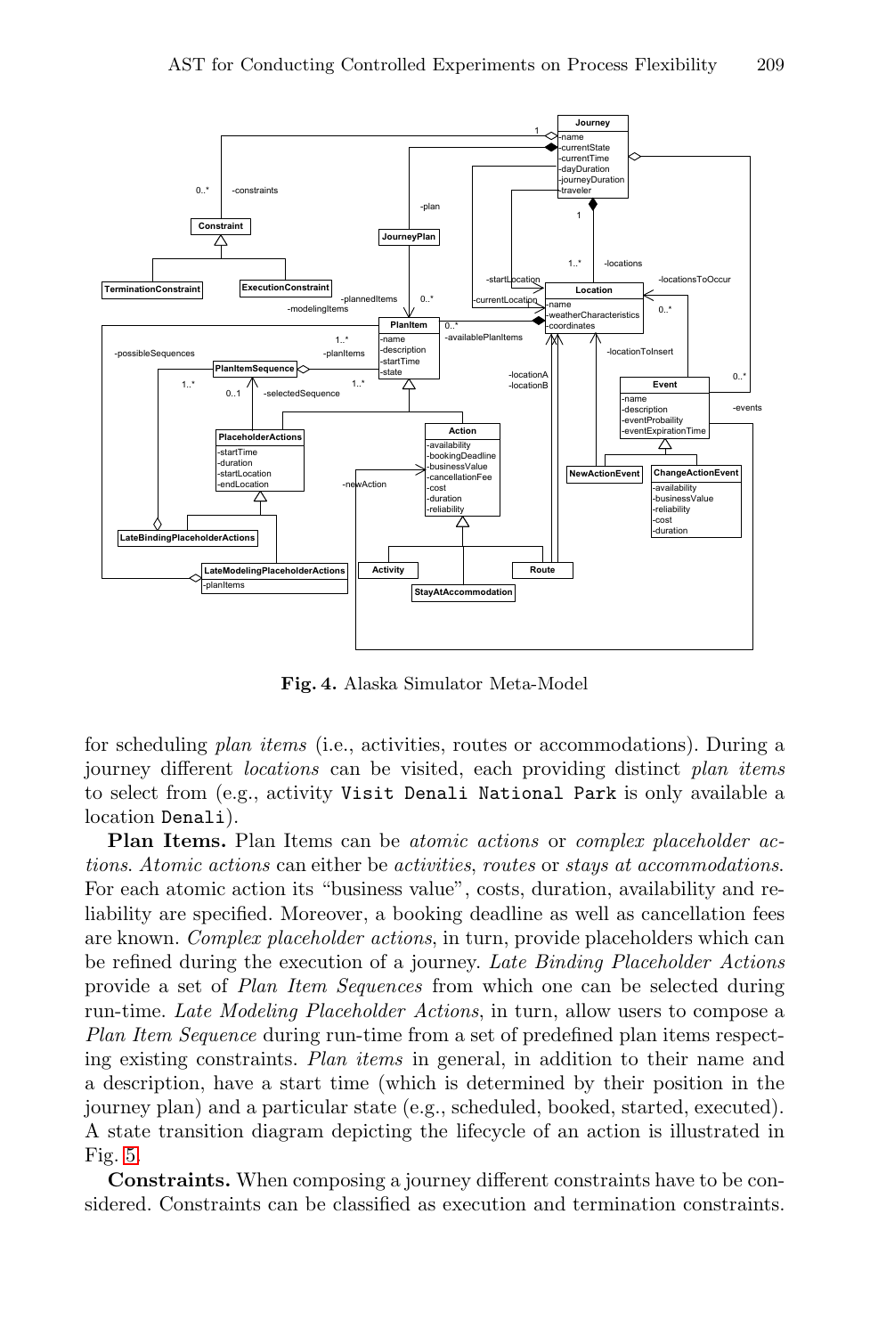**Fig. 4.** Alaska Simulator Meta-Model

for scheduling *plan items* (i.e., activities, routes or accommodations). During a journey different *locations* can be visited, each providing distinct *plan items* to select from (e.g., activity `Visit Denali National Park` is only available a location `Denali`).

**Plan Items.** Plan Items can be *atomic actions* or *complex placeholder actions*. *Atomic actions* can either be *activities*, *routes* or *stays at accommodations*. For each atomic action its "business value", costs, duration, availability and reliability are specified. Moreover, a booking deadline as well as cancellation fees are known. *Complex placeholder actions*, in turn, provide placeholders which can be refined during the execution of a journey. *Late Binding Placeholder Actions* provide a set of *Plan Item Sequences* from which one can be selected during run-time. *Late Modeling Placeholder Actions*, in turn, allow users to compose a *Plan Item Sequence* during run-time from a set of predefined plan items respecting existing constraints. *Plan items* in general, in addition to their name and a description, have a start time (which is determined by their position in the journey plan) and a particular state (e.g., scheduled, booked, started, executed). A state transition diagram depicting the lifecycle of an action is illustrated in Fig. 5.

**Constraints.** When composing a journey different constraints have to be considered. Constraints can be classified as execution and termination constraints.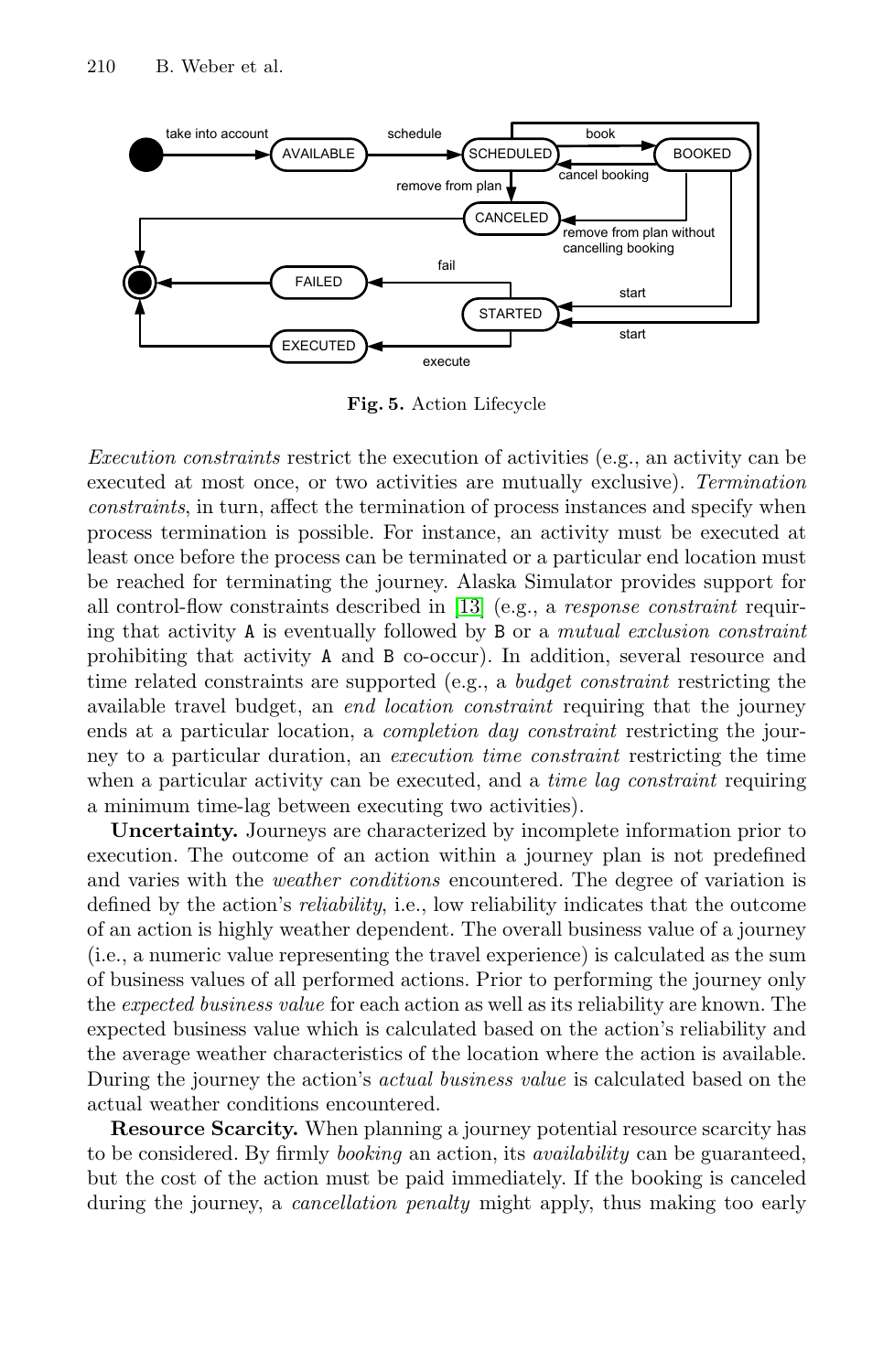Fig. 5. Action Lifecycle

*Execution constraints* restrict the execution of activities (e.g., an activity can be executed at most once, or two activities are mutually exclusive). *Termination constraints*, in turn, affect the termination of process instances and specify when process termination is possible. For instance, an activity must be executed at least once before the process can be terminated or a particular end location must be reached for terminating the journey. Alaska Simulator provides support for all control-flow constraints described in [13] (e.g., a *response constraint* requiring that activity A is eventually followed by B or a *mutual exclusion constraint* prohibiting that activity A and B co-occur). In addition, several resource and time related constraints are supported (e.g., a *budget constraint* restricting the available travel budget, an *end location constraint* requiring that the journey ends at a particular location, a *completion day constraint* restricting the journey to a particular duration, an *execution time constraint* restricting the time when a particular activity can be executed, and a *time lag constraint* requiring a minimum time-lag between executing two activities).

**Uncertainty.** Journeys are characterized by incomplete information prior to execution. The outcome of an action within a journey plan is not predefined and varies with the *weather conditions* encountered. The degree of variation is defined by the action's *reliability*, i.e., low reliability indicates that the outcome of an action is highly weather dependent. The overall business value of a journey (i.e., a numeric value representing the travel experience) is calculated as the sum of business values of all performed actions. Prior to performing the journey only the *expected business value* for each action as well as its reliability are known. The expected business value which is calculated based on the action's reliability and the average weather characteristics of the location where the action is available. During the journey the action's *actual business value* is calculated based on the actual weather conditions encountered.

**Resource Scarcity.** When planning a journey potential resource scarcity has to be considered. By firmly *booking* an action, its *availability* can be guaranteed, but the cost of the action must be paid immediately. If the booking is canceled during the journey, a *cancellation penalty* might apply, thus making too early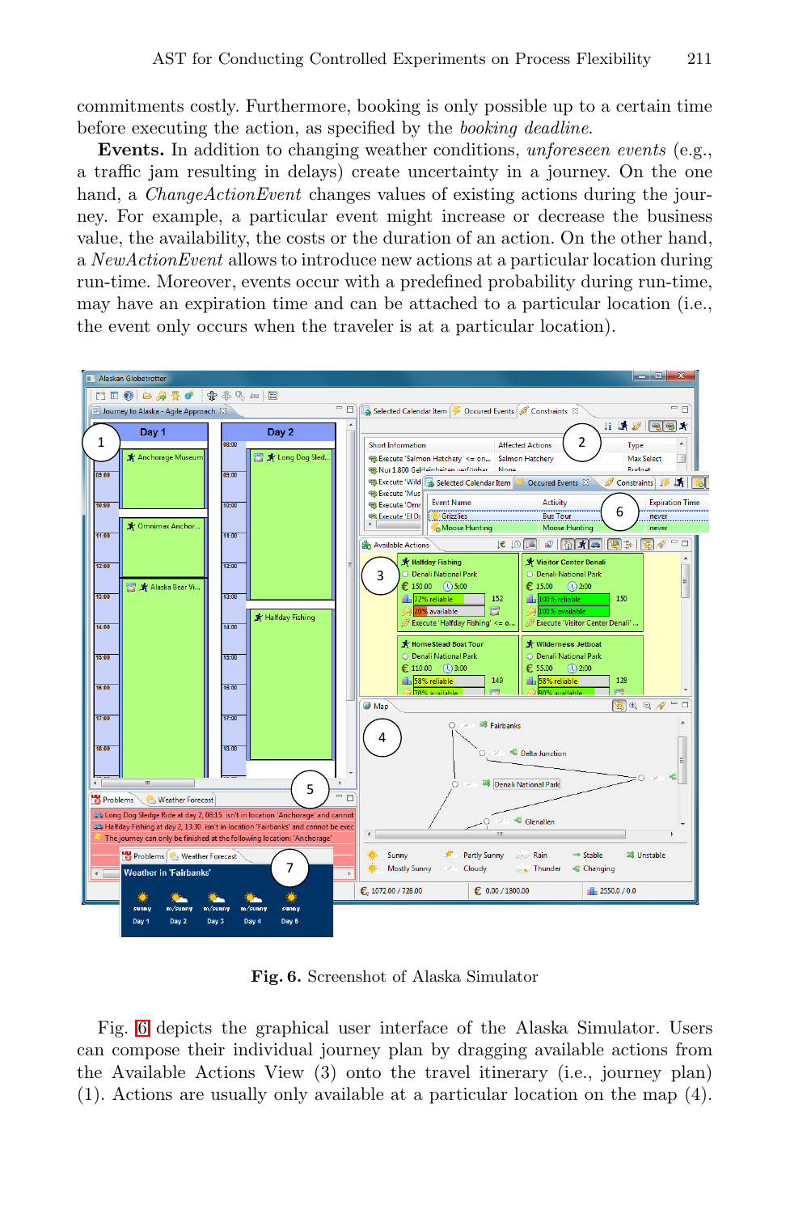commitments costly. Furthermore, booking is only possible up to a certain time before executing the action, as specified by the *booking deadline*.

**Events.** In addition to changing weather conditions, *unforeseen events* (e.g., a traffic jam resulting in delays) create uncertainty in a journey. On the one hand, a *ChangeActionEvent* changes values of existing actions during the journey. For example, a particular event might increase or decrease the business value, the availability, the costs or the duration of an action. On the other hand, a *NewActionEvent* allows to introduce new actions at a particular location during run-time. Moreover, events occur with a predefined probability during run-time, may have an expiration time and can be attached to a particular location (i.e., the event only occurs when the traveler is at a particular location).

**Fig. 6.** Screenshot of Alaska Simulator

Fig. 6 depicts the graphical user interface of the Alaska Simulator. Users can compose their individual journey plan by dragging available actions from the Available Actions View (3) onto the travel itinerary (i.e., journey plan) (1). Actions are usually only available at a particular location on the map (4).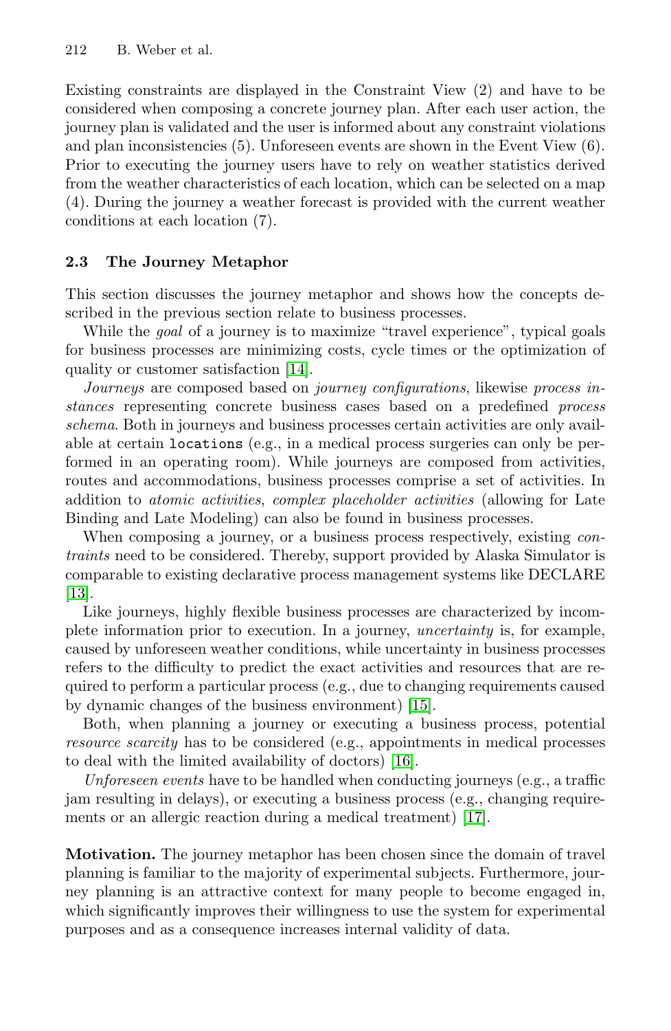Existing constraints are displayed in the Constraint View (2) and have to be considered when composing a concrete journey plan. After each user action, the journey plan is validated and the user is informed about any constraint violations and plan inconsistencies (5). Unforeseen events are shown in the Event View (6). Prior to executing the journey users have to rely on weather statistics derived from the weather characteristics of each location, which can be selected on a map (4). During the journey a weather forecast is provided with the current weather conditions at each location (7).

### 2.3 The Journey Metaphor

This section discusses the journey metaphor and shows how the concepts described in the previous section relate to business processes.

While the *goal* of a journey is to maximize “travel experience”, typical goals for business processes are minimizing costs, cycle times or the optimization of quality or customer satisfaction [14].

*Journeys* are composed based on *journey configurations*, likewise *process instances* representing concrete business cases based on a predefined *process schema*. Both in journeys and business processes certain activities are only available at certain `locations` (e.g., in a medical process surgeries can only be performed in an operating room). While journeys are composed from activities, routes and accommodations, business processes comprise a set of activities. In addition to *atomic activities*, *complex placeholder activities* (allowing for Late Binding and Late Modeling) can also be found in business processes.

When composing a journey, or a business process respectively, existing *contraints* need to be considered. Thereby, support provided by Alaska Simulator is comparable to existing declarative process management systems like DECLARE [13].

Like journeys, highly flexible business processes are characterized by incomplete information prior to execution. In a journey, *uncertainty* is, for example, caused by unforeseen weather conditions, while uncertainty in business processes refers to the difficulty to predict the exact activities and resources that are required to perform a particular process (e.g., due to changing requirements caused by dynamic changes of the business environment) [15].

Both, when planning a journey or executing a business process, potential *resource scarcity* has to be considered (e.g., appointments in medical processes to deal with the limited availability of doctors) [16].

*Unforeseen events* have to be handled when conducting journeys (e.g., a traffic jam resulting in delays), or executing a business process (e.g., changing requirements or an allergic reaction during a medical treatment) [17].

**Motivation.** The journey metaphor has been chosen since the domain of travel planning is familiar to the majority of experimental subjects. Furthermore, journey planning is an attractive context for many people to become engaged in, which significantly improves their willingness to use the system for experimental purposes and as a consequence increases internal validity of data.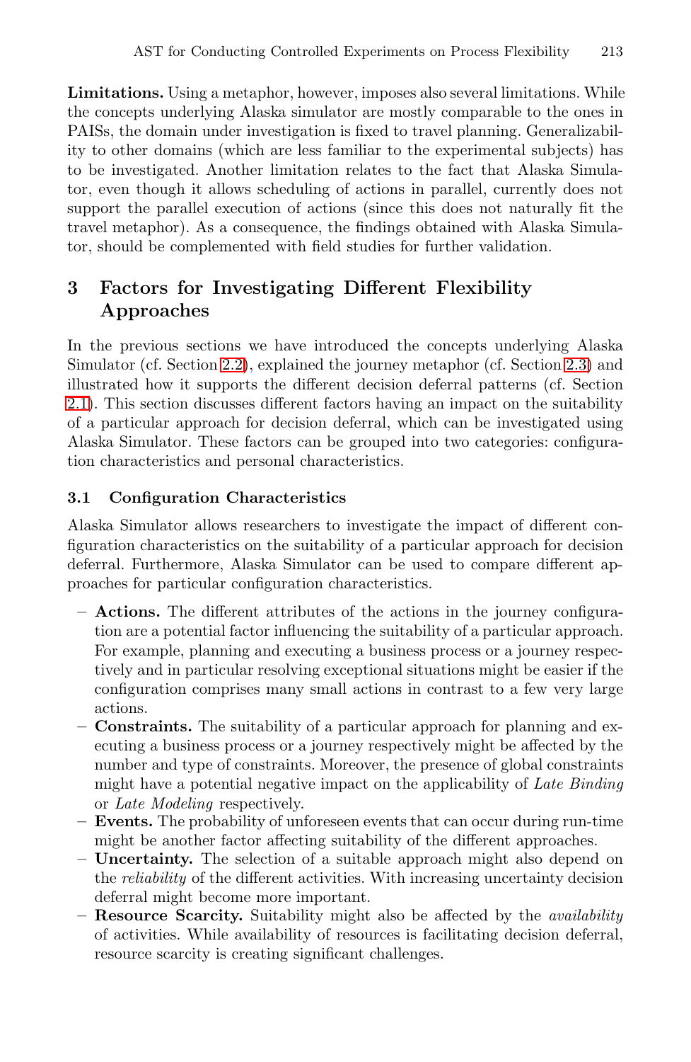**Limitations.** Using a metaphor, however, imposes also several limitations. While the concepts underlying Alaska simulator are mostly comparable to the ones in PAISs, the domain under investigation is fixed to travel planning. Generalizability to other domains (which are less familiar to the experimental subjects) has to be investigated. Another limitation relates to the fact that Alaska Simulator, even though it allows scheduling of actions in parallel, currently does not support the parallel execution of actions (since this does not naturally fit the travel metaphor). As a consequence, the findings obtained with Alaska Simulator, should be complemented with field studies for further validation.

## 3 Factors for Investigating Different Flexibility Approaches

In the previous sections we have introduced the concepts underlying Alaska Simulator (cf. Section 2.2), explained the journey metaphor (cf. Section 2.3) and illustrated how it supports the different decision deferral patterns (cf. Section 2.1). This section discusses different factors having an impact on the suitability of a particular approach for decision deferral, which can be investigated using Alaska Simulator. These factors can be grouped into two categories: configuration characteristics and personal characteristics.

### 3.1 Configuration Characteristics

Alaska Simulator allows researchers to investigate the impact of different configuration characteristics on the suitability of a particular approach for decision deferral. Furthermore, Alaska Simulator can be used to compare different approaches for particular configuration characteristics.

- **Actions.** The different attributes of the actions in the journey configuration are a potential factor influencing the suitability of a particular approach. For example, planning and executing a business process or a journey respectively and in particular resolving exceptional situations might be easier if the configuration comprises many small actions in contrast to a few very large actions.
- **Constraints.** The suitability of a particular approach for planning and executing a business process or a journey respectively might be affected by the number and type of constraints. Moreover, the presence of global constraints might have a potential negative impact on the applicability of *Late Binding* or *Late Modeling* respectively.
- **Events.** The probability of unforeseen events that can occur during run-time might be another factor affecting suitability of the different approaches.
- **Uncertainty.** The selection of a suitable approach might also depend on the *reliability* of the different activities. With increasing uncertainty decision deferral might become more important.
- **Resource Scarcity.** Suitability might also be affected by the *availability* of activities. While availability of resources is facilitating decision deferral, resource scarcity is creating significant challenges.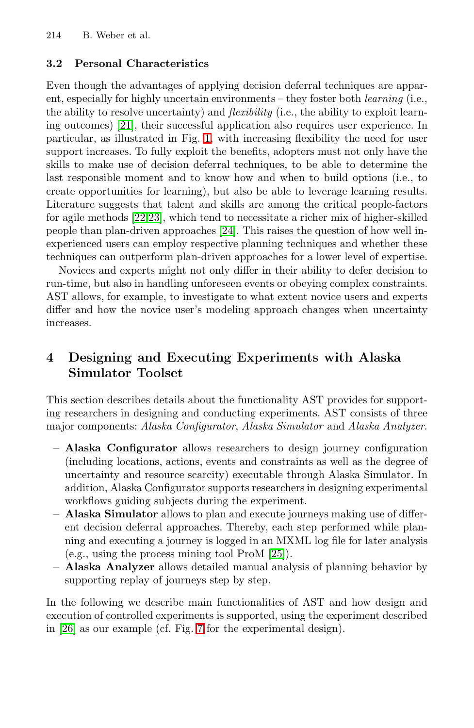### 3.2 Personal Characteristics

Even though the advantages of applying decision deferral techniques are apparent, especially for highly uncertain environments – they foster both *learning* (i.e., the ability to resolve uncertainty) and *flexibility* (i.e., the ability to exploit learning outcomes) [21], their successful application also requires user experience. In particular, as illustrated in Fig. 1, with increasing flexibility the need for user support increases. To fully exploit the benefits, adopters must not only have the skills to make use of decision deferral techniques, to be able to determine the last responsible moment and to know how and when to build options (i.e., to create opportunities for learning), but also be able to leverage learning results. Literature suggests that talent and skills are among the critical people-factors for agile methods [22,23], which tend to necessitate a richer mix of higher-skilled people than plan-driven approaches [24]. This raises the question of how well inexperienced users can employ respective planning techniques and whether these techniques can outperform plan-driven approaches for a lower level of expertise.

Novices and experts might not only differ in their ability to defer decision to run-time, but also in handling unforeseen events or obeying complex constraints. AST allows, for example, to investigate to what extent novice users and experts differ and how the novice user's modeling approach changes when uncertainty increases.

## 4 Designing and Executing Experiments with Alaska Simulator Toolset

This section describes details about the functionality AST provides for supporting researchers in designing and conducting experiments. AST consists of three major components: *Alaska Configurator*, *Alaska Simulator* and *Alaska Analyzer*.

- **Alaska Configurator** allows researchers to design journey configuration (including locations, actions, events and constraints as well as the degree of uncertainty and resource scarcity) executable through Alaska Simulator. In addition, Alaska Configurator supports researchers in designing experimental workflows guiding subjects during the experiment.
- **Alaska Simulator** allows to plan and execute journeys making use of different decision deferral approaches. Thereby, each step performed while planning and executing a journey is logged in an MXML log file for later analysis (e.g., using the process mining tool ProM [25]).
- **Alaska Analyzer** allows detailed manual analysis of planning behavior by supporting replay of journeys step by step.

In the following we describe main functionalities of AST and how design and execution of controlled experiments is supported, using the experiment described in [26] as our example (cf. Fig. 7 for the experimental design).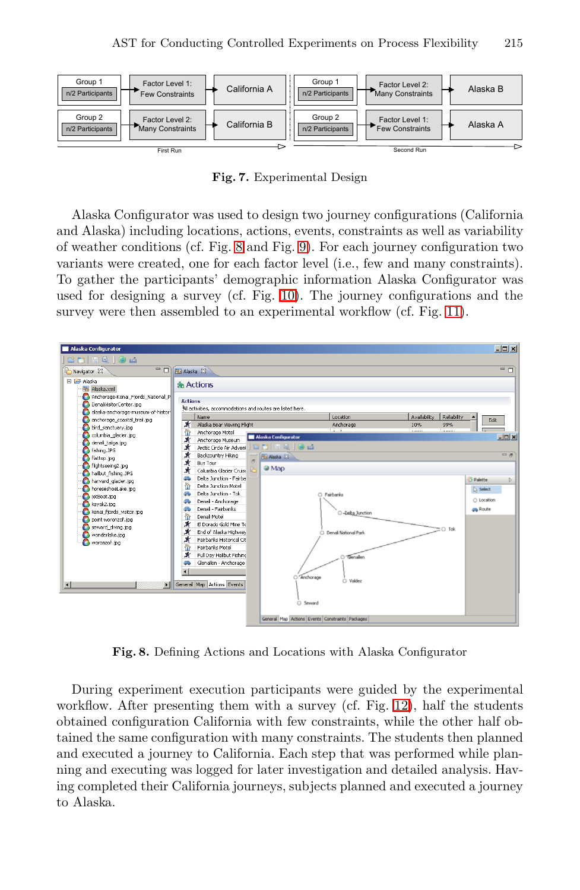Fig. 7. Experimental Design

Alaska Configurator was used to design two journey configurations (California and Alaska) including locations, actions, events, constraints as well as variability of weather conditions (cf. Fig. 8 and Fig. 9). For each journey configuration two variants were created, one for each factor level (i.e., few and many constraints). To gather the participants' demographic information Alaska Configurator was used for designing a survey (cf. Fig. 10). The journey configurations and the survey were then assembled to an experimental workflow (cf. Fig. 11).

Fig. 8. Defining Actions and Locations with Alaska Configurator

During experiment execution participants were guided by the experimental workflow. After presenting them with a survey (cf. Fig. 12), half the students obtained configuration California with few constraints, while the other half obtained the same configuration with many constraints. The students then planned and executed a journey to California. Each step that was performed while planning and executing was logged for later investigation and detailed analysis. Having completed their California journeys, subjects planned and executed a journey to Alaska.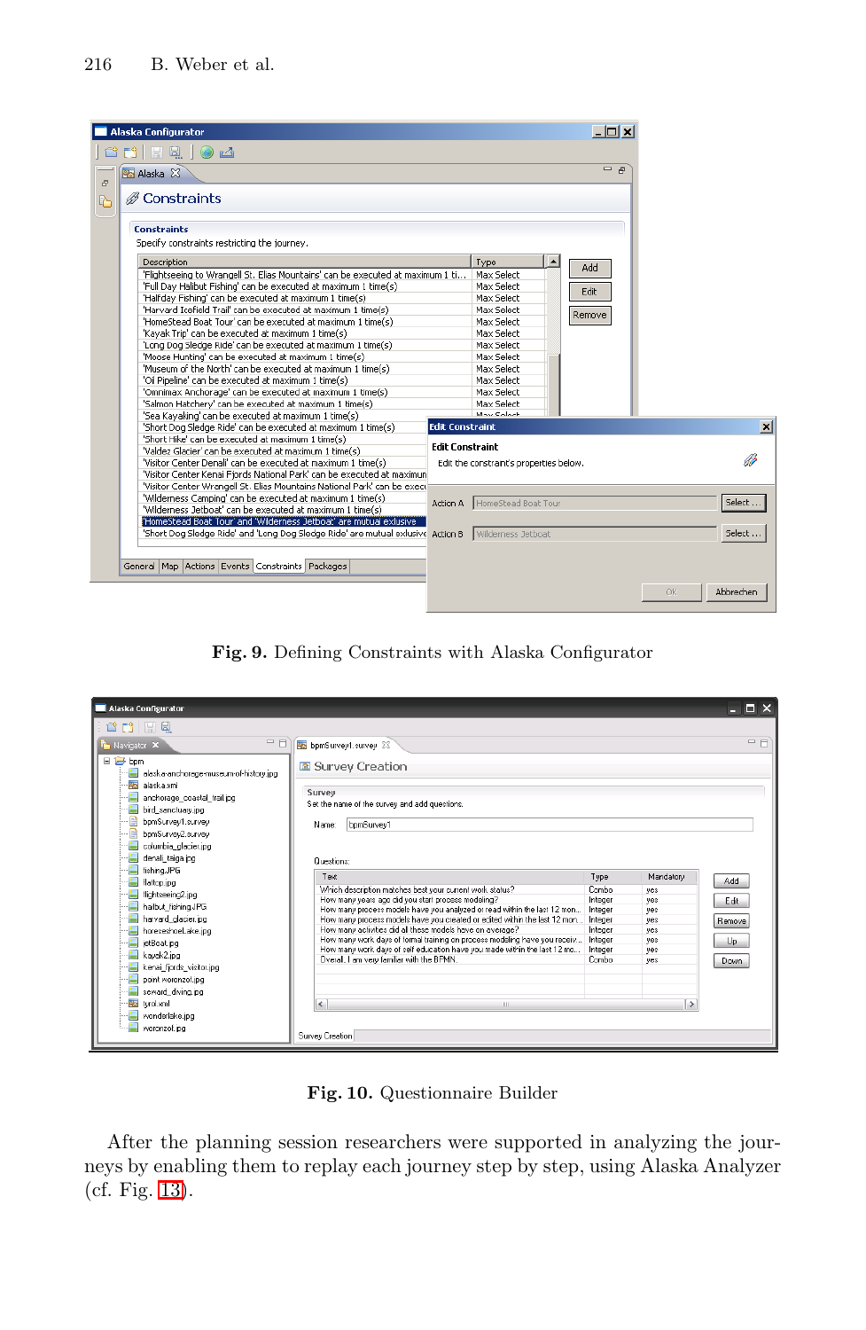**Fig. 9.** Defining Constraints with Alaska Configurator

**Fig. 10.** Questionnaire Builder

After the planning session researchers were supported in analyzing the journeys by enabling them to replay each journey step by step, using Alaska Analyzer (cf. Fig. 13).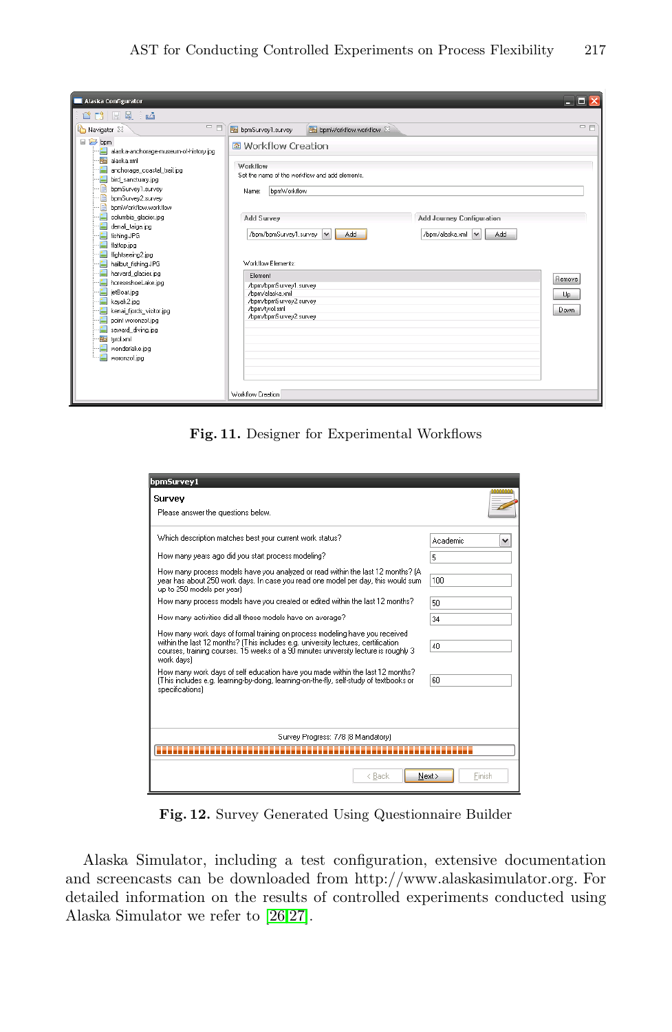Fig. 11. Designer for Experimental Workflows

Fig. 12. Survey Generated Using Questionnaire Builder

Alaska Simulator, including a test configuration, extensive documentation and screencasts can be downloaded from http://www.alaskasimulator.org. For detailed information on the results of controlled experiments conducted using Alaska Simulator we refer to [26,27].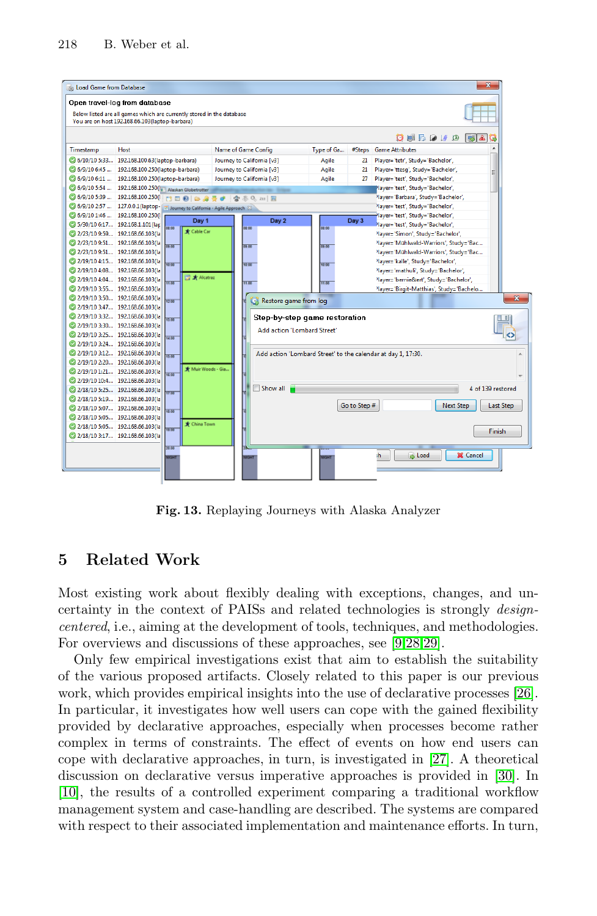**Fig. 13.** Replaying Journeys with Alaska Analyzer

## 5 Related Work

Most existing work about flexibly dealing with exceptions, changes, and uncertainty in the context of PAISs and related technologies is strongly *design-centered*, i.e., aiming at the development of tools, techniques, and methodologies. For overviews and discussions of these approaches, see [9,28,29].

Only few empirical investigations exist that aim to establish the suitability of the various proposed artifacts. Closely related to this paper is our previous work, which provides empirical insights into the use of declarative processes [26]. In particular, it investigates how well users can cope with the gained flexibility provided by declarative approaches, especially when processes become rather complex in terms of constraints. The effect of events on how end users can cope with declarative approaches, in turn, is investigated in [27]. A theoretical discussion on declarative versus imperative approaches is provided in [30]. In [10], the results of a controlled experiment comparing a traditional workflow management system and case-handling are described. The systems are compared with respect to their associated implementation and maintenance efforts. In turn,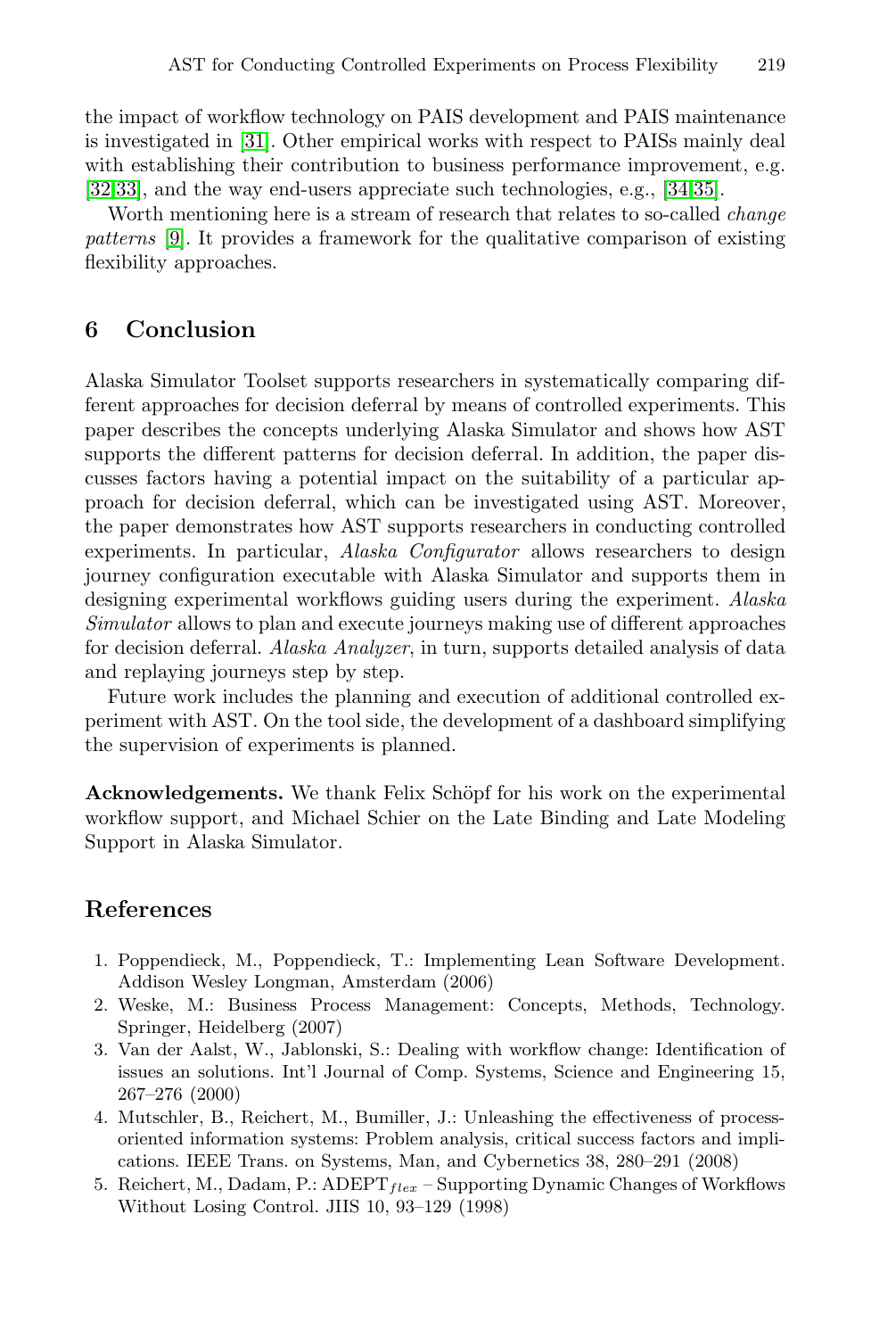the impact of workflow technology on PAIS development and PAIS maintenance is investigated in [31]. Other empirical works with respect to PAISs mainly deal with establishing their contribution to business performance improvement, e.g. [32,33], and the way end-users appreciate such technologies, e.g., [34,35].

Worth mentioning here is a stream of research that relates to so-called *change patterns* [9]. It provides a framework for the qualitative comparison of existing flexibility approaches.

## 6 Conclusion

Alaska Simulator Toolset supports researchers in systematically comparing different approaches for decision deferral by means of controlled experiments. This paper describes the concepts underlying Alaska Simulator and shows how AST supports the different patterns for decision deferral. In addition, the paper discusses factors having a potential impact on the suitability of a particular approach for decision deferral, which can be investigated using AST. Moreover, the paper demonstrates how AST supports researchers in conducting controlled experiments. In particular, *Alaska Configurator* allows researchers to design journey configuration executable with Alaska Simulator and supports them in designing experimental workflows guiding users during the experiment. *Alaska Simulator* allows to plan and execute journeys making use of different approaches for decision deferral. *Alaska Analyzer*, in turn, supports detailed analysis of data and replaying journeys step by step.

Future work includes the planning and execution of additional controlled experiment with AST. On the tool side, the development of a dashboard simplifying the supervision of experiments is planned.

**Acknowledgements.** We thank Felix Schöpf for his work on the experimental workflow support, and Michael Schier on the Late Binding and Late Modeling Support in Alaska Simulator.

## References

1. Poppendieck, M., Poppendieck, T.: Implementing Lean Software Development. Addison Wesley Longman, Amsterdam (2006)
2. Weske, M.: Business Process Management: Concepts, Methods, Technology. Springer, Heidelberg (2007)
3. Van der Aalst, W., Jablonski, S.: Dealing with workflow change: Identification of issues an solutions. Int'l Journal of Comp. Systems, Science and Engineering 15, 267–276 (2000)
4. Mutschler, B., Reichert, M., Bumiller, J.: Unleashing the effectiveness of process-oriented information systems: Problem analysis, critical success factors and implications. IEEE Trans. on Systems, Man, and Cybernetics 38, 280–291 (2008)
5. Reichert, M., Dadam, P.: ADEPT$_{flex}$ – Supporting Dynamic Changes of Workflows Without Losing Control. JIIS 10, 93–129 (1998)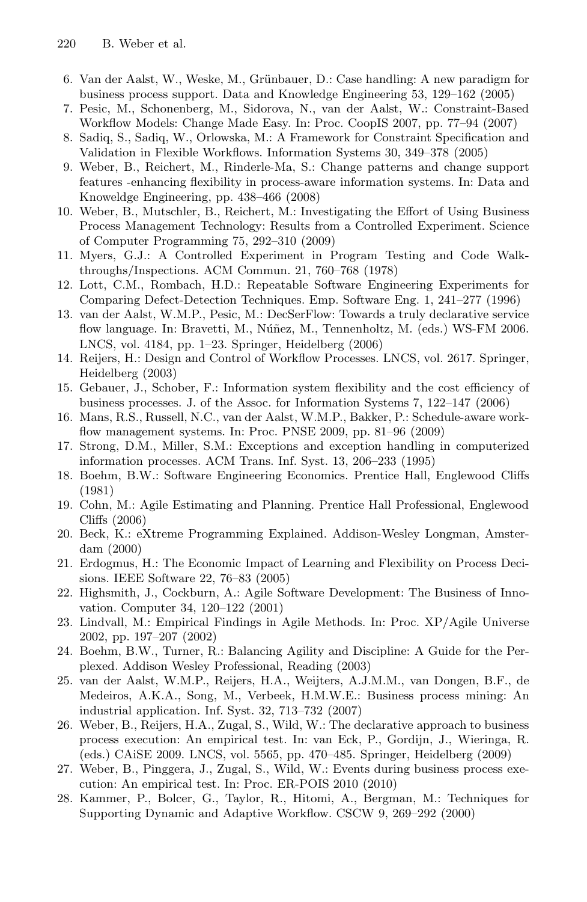6. Van der Aalst, W., Weske, M., Grünbauer, D.: Case handling: A new paradigm for business process support. Data and Knowledge Engineering 53, 129–162 (2005)
7. Pesic, M., Schonenberg, M., Sidorova, N., van der Aalst, W.: Constraint-Based Workflow Models: Change Made Easy. In: Proc. CoopIS 2007, pp. 77–94 (2007)
8. Sadiq, S., Sadiq, W., Orlowska, M.: A Framework for Constraint Specification and Validation in Flexible Workflows. Information Systems 30, 349–378 (2005)
9. Weber, B., Reichert, M., Rinderle-Ma, S.: Change patterns and change support features -enhancing flexibility in process-aware information systems. In: Data and Knoweldge Engineering, pp. 438–466 (2008)
10. Weber, B., Mutschler, B., Reichert, M.: Investigating the Effort of Using Business Process Management Technology: Results from a Controlled Experiment. Science of Computer Programming 75, 292–310 (2009)
11. Myers, G.J.: A Controlled Experiment in Program Testing and Code Walkthroughs/Inspections. ACM Commun. 21, 760–768 (1978)
12. Lott, C.M., Rombach, H.D.: Repeatable Software Engineering Experiments for Comparing Defect-Detection Techniques. Emp. Software Eng. 1, 241–277 (1996)
13. van der Aalst, W.M.P., Pesic, M.: DecSerFlow: Towards a truly declarative service flow language. In: Bravetti, M., Núñez, M., Tennenholtz, M. (eds.) WS-FM 2006. LNCS, vol. 4184, pp. 1–23. Springer, Heidelberg (2006)
14. Reijers, H.: Design and Control of Workflow Processes. LNCS, vol. 2617. Springer, Heidelberg (2003)
15. Gebauer, J., Schober, F.: Information system flexibility and the cost efficiency of business processes. J. of the Assoc. for Information Systems 7, 122–147 (2006)
16. Mans, R.S., Russell, N.C., van der Aalst, W.M.P., Bakker, P.: Schedule-aware workflow management systems. In: Proc. PNSE 2009, pp. 81–96 (2009)
17. Strong, D.M., Miller, S.M.: Exceptions and exception handling in computerized information processes. ACM Trans. Inf. Syst. 13, 206–233 (1995)
18. Boehm, B.W.: Software Engineering Economics. Prentice Hall, Englewood Cliffs (1981)
19. Cohn, M.: Agile Estimating and Planning. Prentice Hall Professional, Englewood Cliffs (2006)
20. Beck, K.: eXtreme Programming Explained. Addison-Wesley Longman, Amsterdam (2000)
21. Erdogmus, H.: The Economic Impact of Learning and Flexibility on Process Decisions. IEEE Software 22, 76–83 (2005)
22. Highsmith, J., Cockburn, A.: Agile Software Development: The Business of Innovation. Computer 34, 120–122 (2001)
23. Lindvall, M.: Empirical Findings in Agile Methods. In: Proc. XP/Agile Universe 2002, pp. 197–207 (2002)
24. Boehm, B.W., Turner, R.: Balancing Agility and Discipline: A Guide for the Perplexed. Addison Wesley Professional, Reading (2003)
25. van der Aalst, W.M.P., Reijers, H.A., Weijters, A.J.M.M., van Dongen, B.F., de Medeiros, A.K.A., Song, M., Verbeek, H.M.W.E.: Business process mining: An industrial application. Inf. Syst. 32, 713–732 (2007)
26. Weber, B., Reijers, H.A., Zugal, S., Wild, W.: The declarative approach to business process execution: An empirical test. In: van Eck, P., Gordijn, J., Wieringa, R. (eds.) CAiSE 2009. LNCS, vol. 5565, pp. 470–485. Springer, Heidelberg (2009)
27. Weber, B., Pinggera, J., Zugal, S., Wild, W.: Events during business process execution: An empirical test. In: Proc. ER-POIS 2010 (2010)
28. Kammer, P., Bolcer, G., Taylor, R., Hitomi, A., Bergman, M.: Techniques for Supporting Dynamic and Adaptive Workflow. CSCW 9, 269–292 (2000)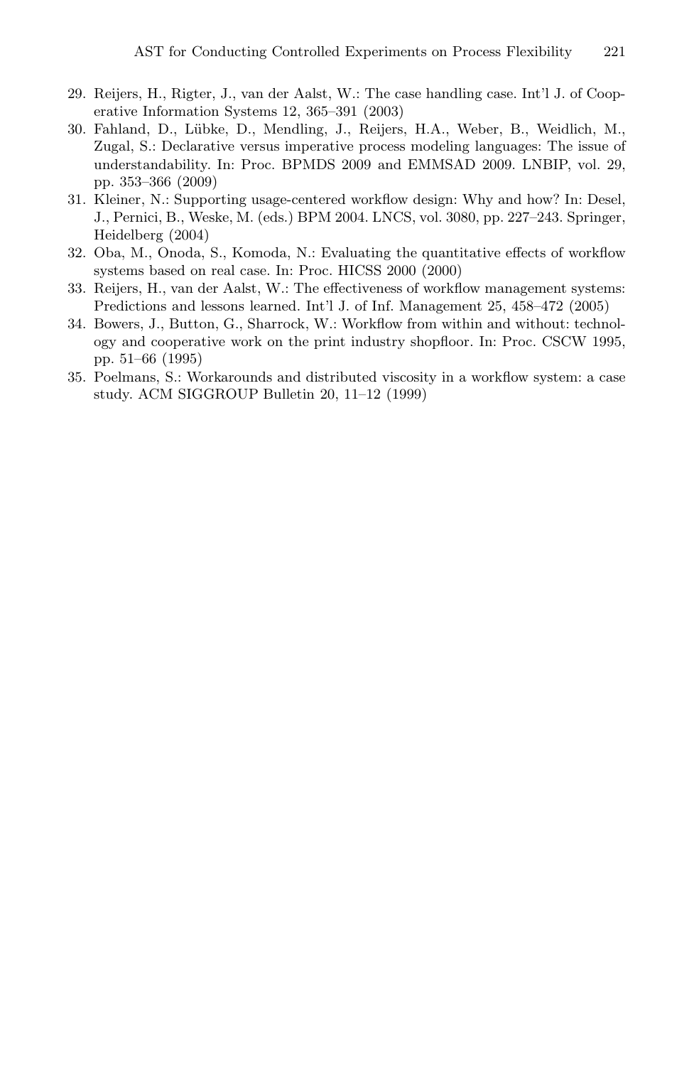29. Reijers, H., Rigter, J., van der Aalst, W.: The case handling case. Int'l J. of Cooperative Information Systems 12, 365–391 (2003)
30. Fahland, D., Lübke, D., Mendling, J., Reijers, H.A., Weber, B., Weidlich, M., Zugal, S.: Declarative versus imperative process modeling languages: The issue of understandability. In: Proc. BPMDS 2009 and EMMSAD 2009. LNBIP, vol. 29, pp. 353–366 (2009)
31. Kleiner, N.: Supporting usage-centered workflow design: Why and how? In: Desel, J., Pernici, B., Weske, M. (eds.) BPM 2004. LNCS, vol. 3080, pp. 227–243. Springer, Heidelberg (2004)
32. Oba, M., Onoda, S., Komoda, N.: Evaluating the quantitative effects of workflow systems based on real case. In: Proc. HICSS 2000 (2000)
33. Reijers, H., van der Aalst, W.: The effectiveness of workflow management systems: Predictions and lessons learned. Int'l J. of Inf. Management 25, 458–472 (2005)
34. Bowers, J., Button, G., Sharrock, W.: Workflow from within and without: technology and cooperative work on the print industry shopfloor. In: Proc. CSCW 1995, pp. 51–66 (1995)
35. Poelmans, S.: Workarounds and distributed viscosity in a workflow system: a case study. ACM SIGGROUP Bulletin 20, 11–12 (1999)